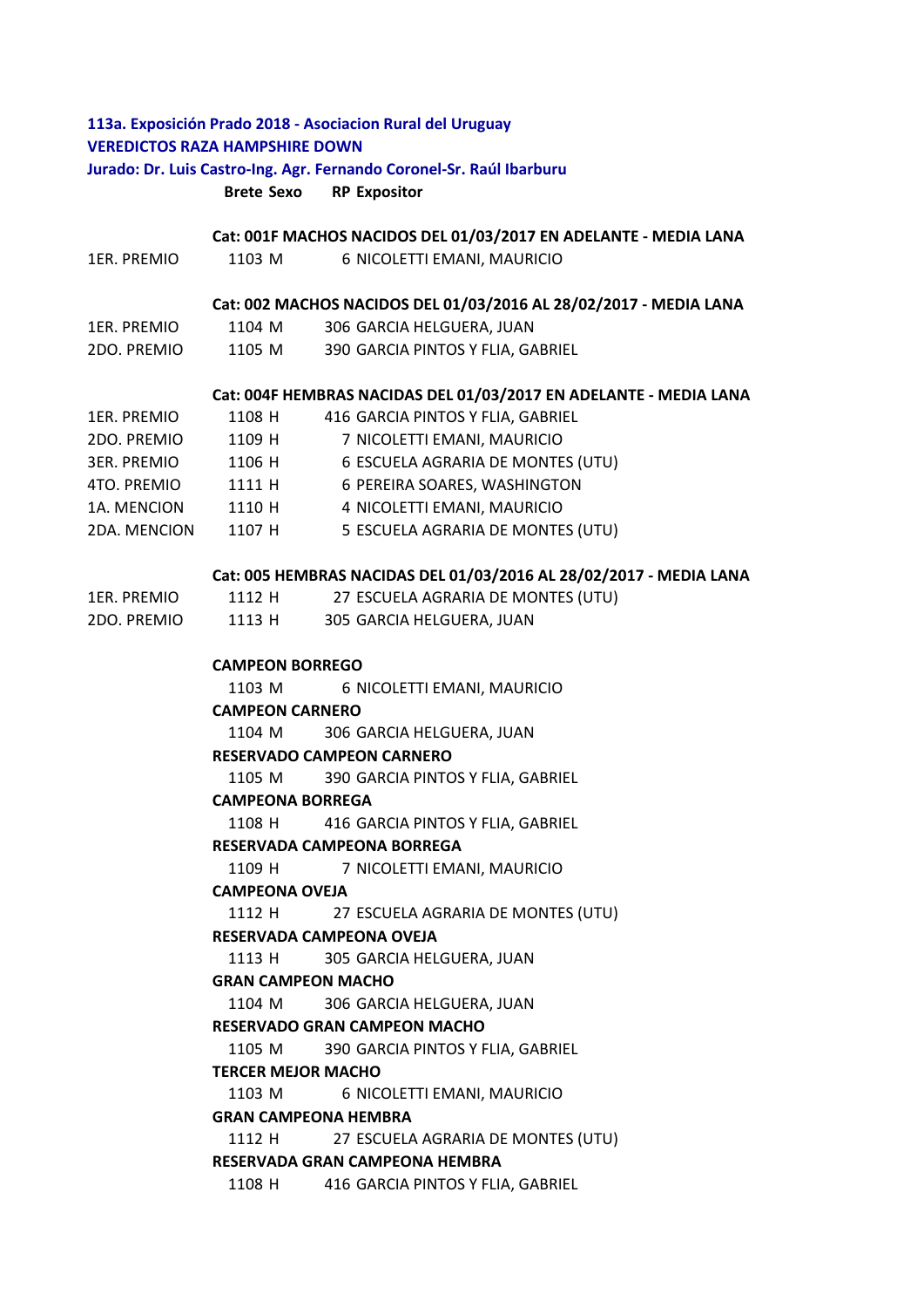**113a. Exposición Prado 2018 - Asociacion Rural del Uruguay**

**VEREDICTOS RAZA HAMPSHIRE DOWN**

**Jurado: Dr. Luis Castro-Ing. Agr. Fernando Coronel-Sr. Raúl Ibarburu**

| | Brete | Sexo | RP | Expositor |
|---|---|---|---|---|
| | **Cat: 001F MACHOS NACIDOS DEL 01/03/2017 EN ADELANTE - MEDIA LANA** | | | |
| 1ER. PREMIO | 1103 | M | 6 | NICOLETTI EMANI, MAURICIO |
| | **Cat: 002 MACHOS NACIDOS DEL 01/03/2016 AL 28/02/2017 - MEDIA LANA** | | | |
| 1ER. PREMIO | 1104 | M | 306 | GARCIA HELGUERA, JUAN |
| 2DO. PREMIO | 1105 | M | 390 | GARCIA PINTOS Y FLIA, GABRIEL |
| | **Cat: 004F HEMBRAS NACIDAS DEL 01/03/2017 EN ADELANTE - MEDIA LANA** | | | |
| 1ER. PREMIO | 1108 | H | 416 | GARCIA PINTOS Y FLIA, GABRIEL |
| 2DO. PREMIO | 1109 | H | 7 | NICOLETTI EMANI, MAURICIO |
| 3ER. PREMIO | 1106 | H | 6 | ESCUELA AGRARIA DE MONTES (UTU) |
| 4TO. PREMIO | 1111 | H | 6 | PEREIRA SOARES, WASHINGTON |
| 1A. MENCION | 1110 | H | 4 | NICOLETTI EMANI, MAURICIO |
| 2DA. MENCION | 1107 | H | 5 | ESCUELA AGRARIA DE MONTES (UTU) |
| | **Cat: 005 HEMBRAS NACIDAS DEL 01/03/2016 AL 28/02/2017 - MEDIA LANA** | | | |
| 1ER. PREMIO | 1112 | H | 27 | ESCUELA AGRARIA DE MONTES (UTU) |
| 2DO. PREMIO | 1113 | H | 305 | GARCIA HELGUERA, JUAN |
| | **CAMPEON BORREGO** | | | |
| | 1103 | M | 6 | NICOLETTI EMANI, MAURICIO |
| | **CAMPEON CARNERO** | | | |
| | 1104 | M | 306 | GARCIA HELGUERA, JUAN |
| | **RESERVADO CAMPEON CARNERO** | | | |
| | 1105 | M | 390 | GARCIA PINTOS Y FLIA, GABRIEL |
| | **CAMPEONA BORREGA** | | | |
| | 1108 | H | 416 | GARCIA PINTOS Y FLIA, GABRIEL |
| | **RESERVADA CAMPEONA BORREGA** | | | |
| | 1109 | H | 7 | NICOLETTI EMANI, MAURICIO |
| | **CAMPEONA OVEJA** | | | |
| | 1112 | H | 27 | ESCUELA AGRARIA DE MONTES (UTU) |
| | **RESERVADA CAMPEONA OVEJA** | | | |
| | 1113 | H | 305 | GARCIA HELGUERA, JUAN |
| | **GRAN CAMPEON MACHO** | | | |
| | 1104 | M | 306 | GARCIA HELGUERA, JUAN |
| | **RESERVADO GRAN CAMPEON MACHO** | | | |
| | 1105 | M | 390 | GARCIA PINTOS Y FLIA, GABRIEL |
| | **TERCER MEJOR MACHO** | | | |
| | 1103 | M | 6 | NICOLETTI EMANI, MAURICIO |
| | **GRAN CAMPEONA HEMBRA** | | | |
| | 1112 | H | 27 | ESCUELA AGRARIA DE MONTES (UTU) |
| | **RESERVADA GRAN CAMPEONA HEMBRA** | | | |
| | 1108 | H | 416 | GARCIA PINTOS Y FLIA, GABRIEL |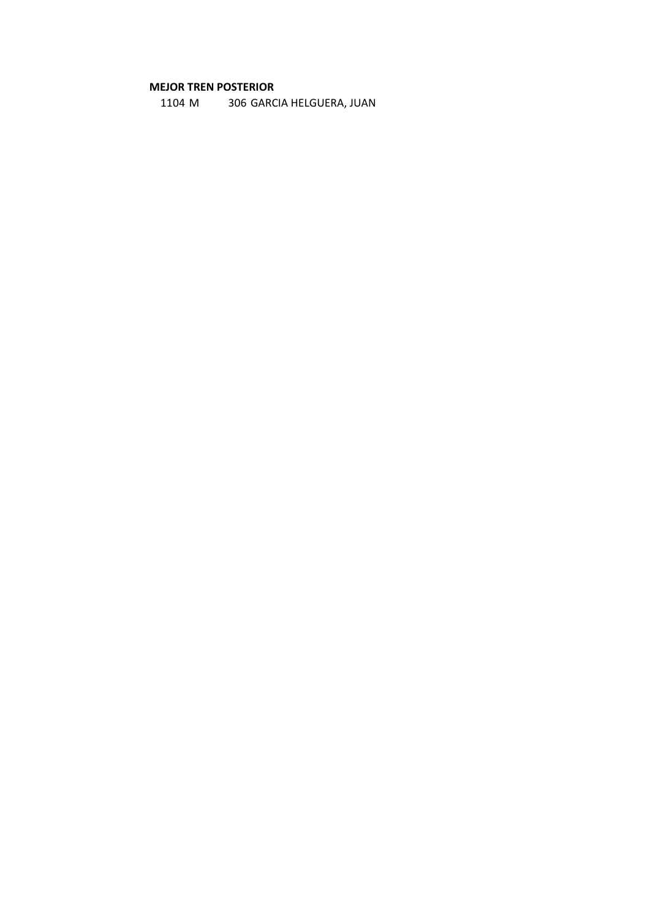**MEJOR TREN POSTERIOR**

| | | | |
|---|---|---|---|
| 1104 | M | 306 | GARCIA HELGUERA, JUAN |